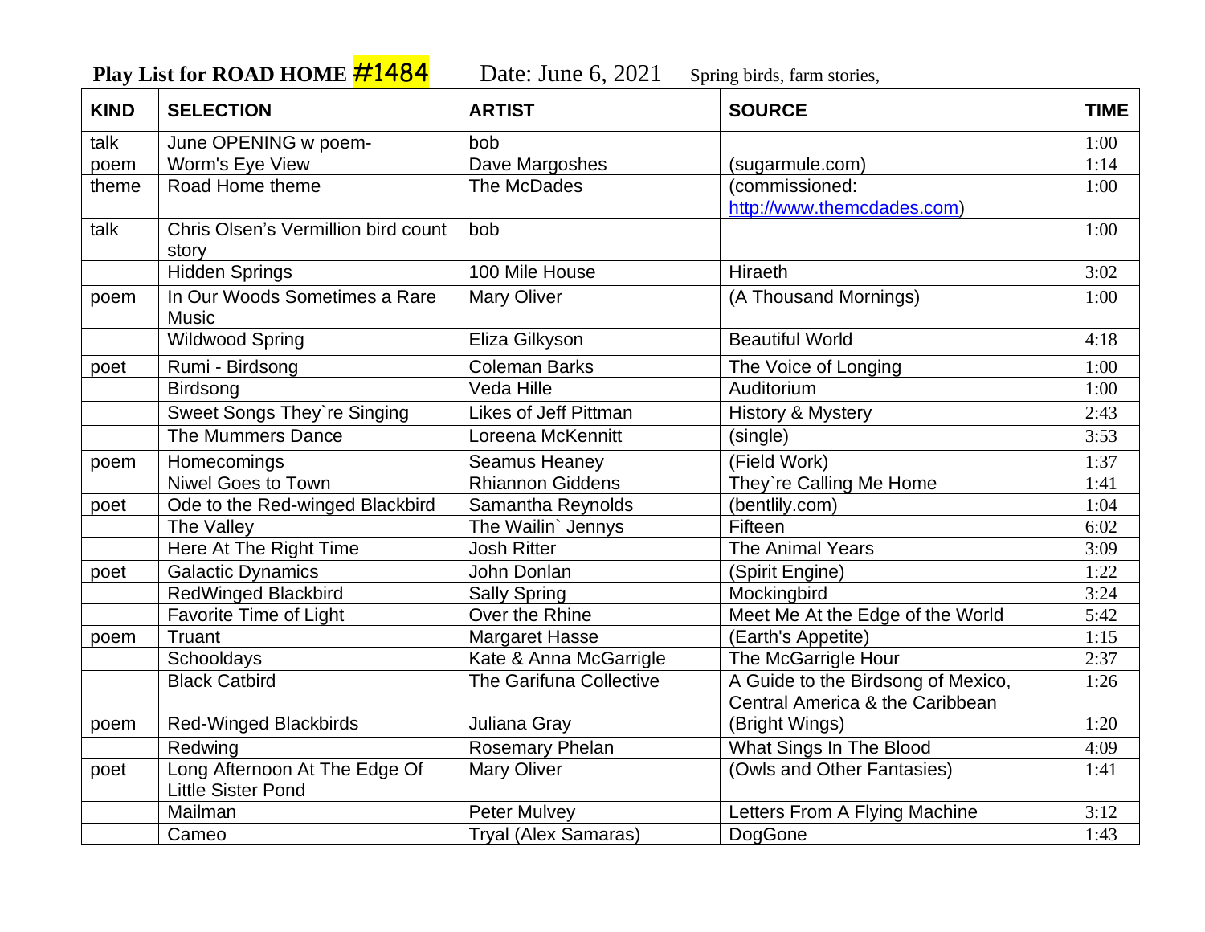**Play List for ROAD HOME #1484** Date: June 6, 2021 Spring birds, farm stories,

| KIND | SELECTION | ARTIST | SOURCE | TIME |
|---|---|---|---|---|
| talk | June OPENING w poem- | bob | | 1:00 |
| poem | Worm's Eye View | Dave Margoshes | (sugarmule.com) | 1:14 |
| theme | Road Home theme | The McDades | (commissioned: http://www.themcdades.com) | 1:00 |
| talk | Chris Olsen's Vermillion bird count story | bob | | 1:00 |
| | Hidden Springs | 100 Mile House | Hiraeth | 3:02 |
| poem | In Our Woods Sometimes a Rare Music | Mary Oliver | (A Thousand Mornings) | 1:00 |
| | Wildwood Spring | Eliza Gilkyson | Beautiful World | 4:18 |
| poet | Rumi - Birdsong | Coleman Barks | The Voice of Longing | 1:00 |
| | Birdsong | Veda Hille | Auditorium | 1:00 |
| | Sweet Songs They`re Singing | Likes of Jeff Pittman | History & Mystery | 2:43 |
| | The Mummers Dance | Loreena McKennitt | (single) | 3:53 |
| poem | Homecomings | Seamus Heaney | (Field Work) | 1:37 |
| | Niwel Goes to Town | Rhiannon Giddens | They`re Calling Me Home | 1:41 |
| poet | Ode to the Red-winged Blackbird | Samantha Reynolds | (bentlily.com) | 1:04 |
| | The Valley | The Wailin` Jennys | Fifteen | 6:02 |
| | Here At The Right Time | Josh Ritter | The Animal Years | 3:09 |
| poet | Galactic Dynamics | John Donlan | (Spirit Engine) | 1:22 |
| | RedWinged Blackbird | Sally Spring | Mockingbird | 3:24 |
| | Favorite Time of Light | Over the Rhine | Meet Me At the Edge of the World | 5:42 |
| poem | Truant | Margaret Hasse | (Earth's Appetite) | 1:15 |
| | Schooldays | Kate & Anna McGarrigle | The McGarrigle Hour | 2:37 |
| | Black Catbird | The Garifuna Collective | A Guide to the Birdsong of Mexico, Central America & the Caribbean | 1:26 |
| poem | Red-Winged Blackbirds | Juliana Gray | (Bright Wings) | 1:20 |
| | Redwing | Rosemary Phelan | What Sings In The Blood | 4:09 |
| poet | Long Afternoon At The Edge Of Little Sister Pond | Mary Oliver | (Owls and Other Fantasies) | 1:41 |
| | Mailman | Peter Mulvey | Letters From A Flying Machine | 3:12 |
| | Cameo | Tryal (Alex Samaras) | DogGone | 1:43 |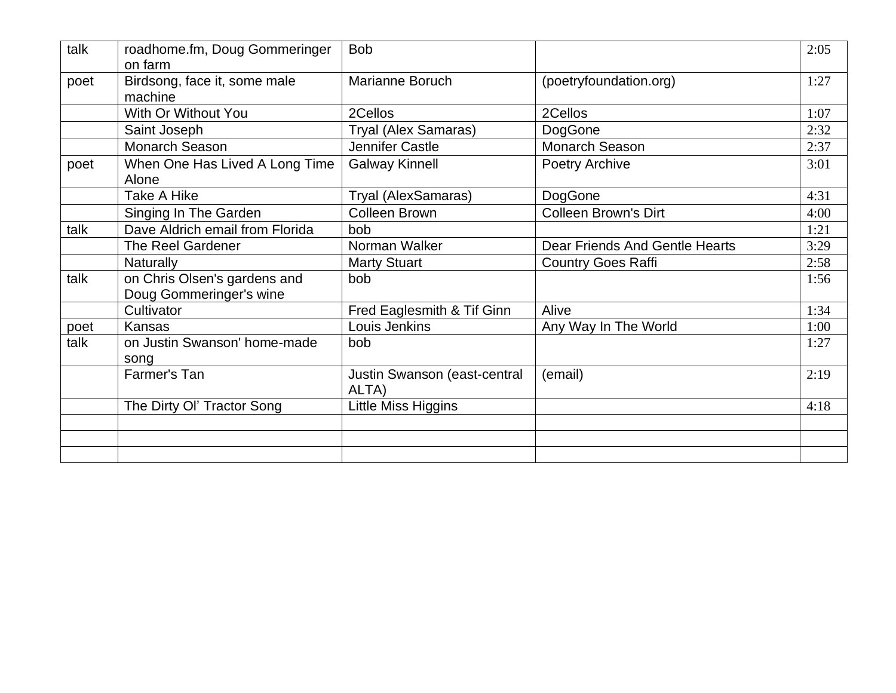| | | | | |
|---|---|---|---|---|
| talk | roadhome.fm, Doug Gommeringer on farm | Bob | | 2:05 |
| poet | Birdsong, face it, some male machine | Marianne Boruch | (poetryfoundation.org) | 1:27 |
| | With Or Without You | 2Cellos | 2Cellos | 1:07 |
| | Saint Joseph | Tryal (Alex Samaras) | DogGone | 2:32 |
| | Monarch Season | Jennifer Castle | Monarch Season | 2:37 |
| poet | When One Has Lived A Long Time Alone | Galway Kinnell | Poetry Archive | 3:01 |
| | Take A Hike | Tryal (AlexSamaras) | DogGone | 4:31 |
| | Singing In The Garden | Colleen Brown | Colleen Brown's Dirt | 4:00 |
| talk | Dave Aldrich email from Florida | bob | | 1:21 |
| | The Reel Gardener | Norman Walker | Dear Friends And Gentle Hearts | 3:29 |
| | Naturally | Marty Stuart | Country Goes Raffi | 2:58 |
| talk | on Chris Olsen's gardens and Doug Gommeringer's wine | bob | | 1:56 |
| | Cultivator | Fred Eaglesmith & Tif Ginn | Alive | 1:34 |
| poet | Kansas | Louis Jenkins | Any Way In The World | 1:00 |
| talk | on Justin Swanson' home-made song | bob | | 1:27 |
| | Farmer's Tan | Justin Swanson (east-central ALTA) | (email) | 2:19 |
| | The Dirty Ol' Tractor Song | Little Miss Higgins | | 4:18 |
| | | | | |
| | | | | |
| | | | | |